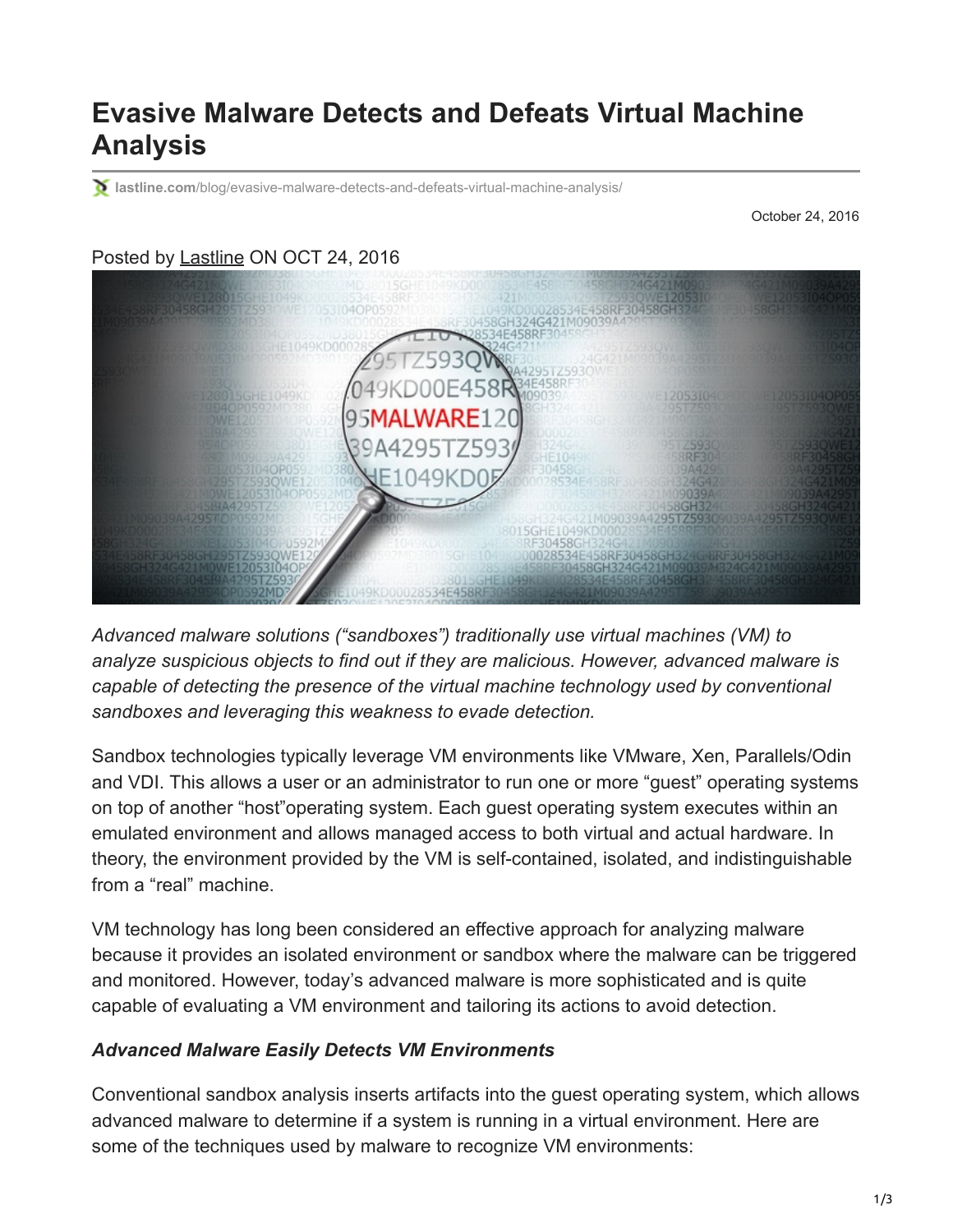# Evasive Malware Detects and Defeats Virtual Machine Analysis

lastline.com/blog/evasive-malware-detects-and-defeats-virtual-machine-analysis/

October 24, 2016

Posted by Lastline ON OCT 24, 2016

*Advanced malware solutions ("sandboxes") traditionally use virtual machines (VM) to analyze suspicious objects to find out if they are malicious. However, advanced malware is capable of detecting the presence of the virtual machine technology used by conventional sandboxes and leveraging this weakness to evade detection.*

Sandbox technologies typically leverage VM environments like VMware, Xen, Parallels/Odin and VDI. This allows a user or an administrator to run one or more "guest" operating systems on top of another "host"operating system. Each guest operating system executes within an emulated environment and allows managed access to both virtual and actual hardware. In theory, the environment provided by the VM is self-contained, isolated, and indistinguishable from a "real" machine.

VM technology has long been considered an effective approach for analyzing malware because it provides an isolated environment or sandbox where the malware can be triggered and monitored. However, today's advanced malware is more sophisticated and is quite capable of evaluating a VM environment and tailoring its actions to avoid detection.

### *Advanced Malware Easily Detects VM Environments*

Conventional sandbox analysis inserts artifacts into the guest operating system, which allows advanced malware to determine if a system is running in a virtual environment. Here are some of the techniques used by malware to recognize VM environments: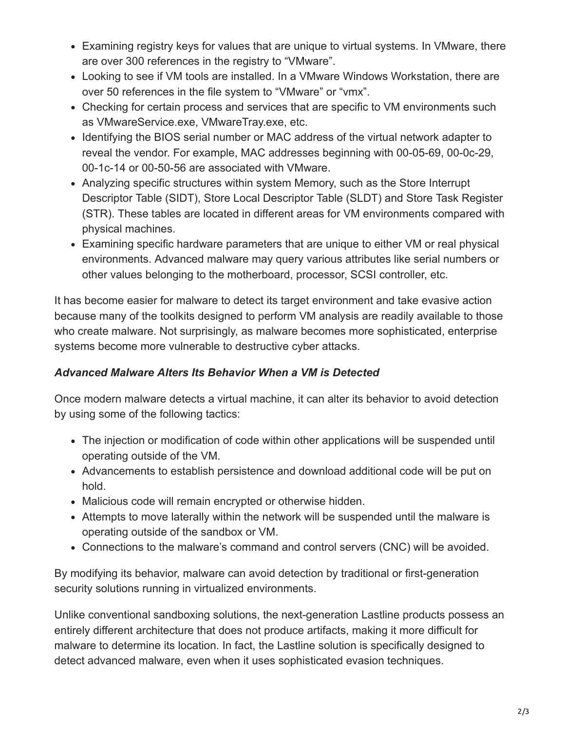- Examining registry keys for values that are unique to virtual systems. In VMware, there are over 300 references in the registry to "VMware".
- Looking to see if VM tools are installed. In a VMware Windows Workstation, there are over 50 references in the file system to "VMware" or "vmx".
- Checking for certain process and services that are specific to VM environments such as VMwareService.exe, VMwareTray.exe, etc.
- Identifying the BIOS serial number or MAC address of the virtual network adapter to reveal the vendor. For example, MAC addresses beginning with 00-05-69, 00-0c-29, 00-1c-14 or 00-50-56 are associated with VMware.
- Analyzing specific structures within system Memory, such as the Store Interrupt Descriptor Table (SIDT), Store Local Descriptor Table (SLDT) and Store Task Register (STR). These tables are located in different areas for VM environments compared with physical machines.
- Examining specific hardware parameters that are unique to either VM or real physical environments. Advanced malware may query various attributes like serial numbers or other values belonging to the motherboard, processor, SCSI controller, etc.

It has become easier for malware to detect its target environment and take evasive action because many of the toolkits designed to perform VM analysis are readily available to those who create malware. Not surprisingly, as malware becomes more sophisticated, enterprise systems become more vulnerable to destructive cyber attacks.

***Advanced Malware Alters Its Behavior When a VM is Detected***

Once modern malware detects a virtual machine, it can alter its behavior to avoid detection by using some of the following tactics:

- The injection or modification of code within other applications will be suspended until operating outside of the VM.
- Advancements to establish persistence and download additional code will be put on hold.
- Malicious code will remain encrypted or otherwise hidden.
- Attempts to move laterally within the network will be suspended until the malware is operating outside of the sandbox or VM.
- Connections to the malware's command and control servers (CNC) will be avoided.

By modifying its behavior, malware can avoid detection by traditional or first-generation security solutions running in virtualized environments.

Unlike conventional sandboxing solutions, the next-generation Lastline products possess an entirely different architecture that does not produce artifacts, making it more difficult for malware to determine its location. In fact, the Lastline solution is specifically designed to detect advanced malware, even when it uses sophisticated evasion techniques.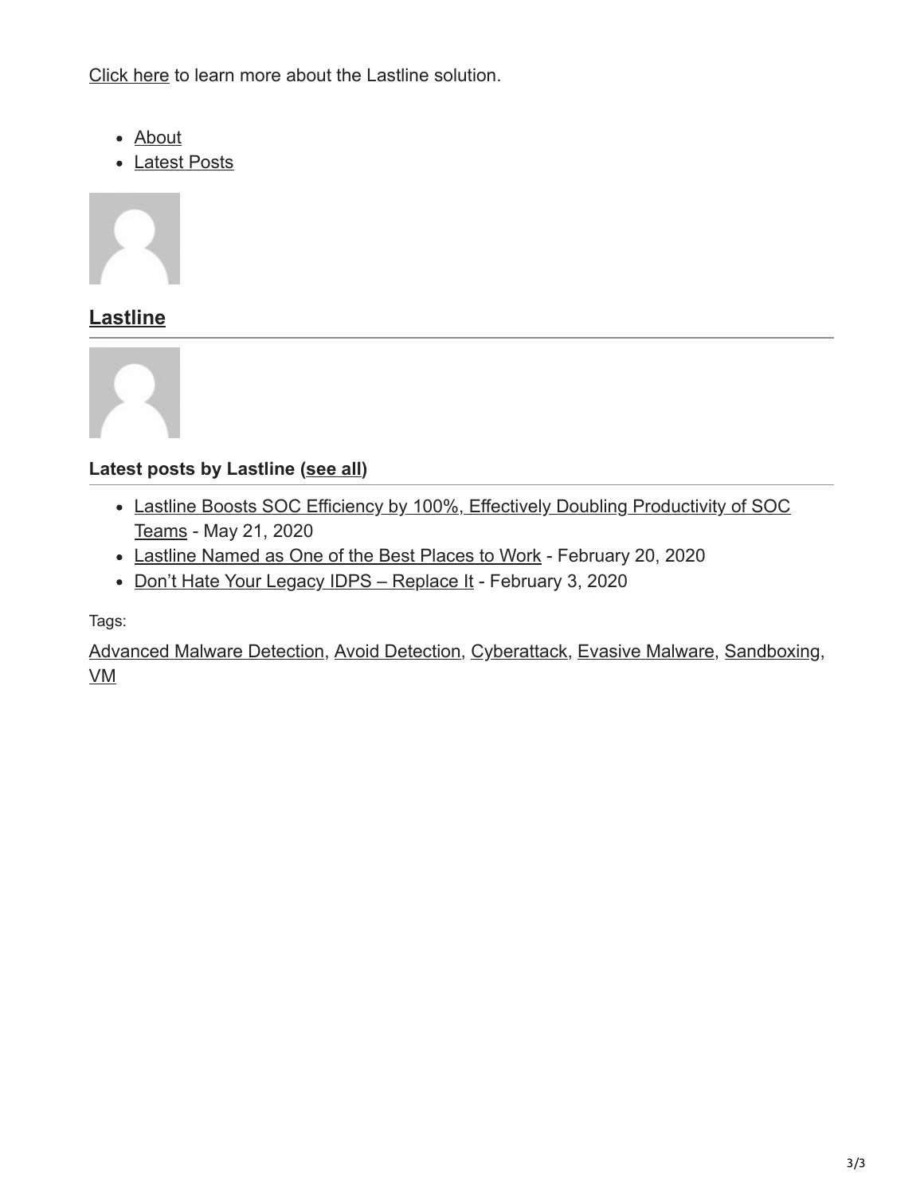Click here to learn more about the Lastline solution.

- About
- Latest Posts

## Lastline

**Latest posts by Lastline (see all)**

- Lastline Boosts SOC Efficiency by 100%, Effectively Doubling Productivity of SOC Teams - May 21, 2020
- Lastline Named as One of the Best Places to Work - February 20, 2020
- Don't Hate Your Legacy IDPS – Replace It - February 3, 2020

Tags:

Advanced Malware Detection, Avoid Detection, Cyberattack, Evasive Malware, Sandboxing, VM